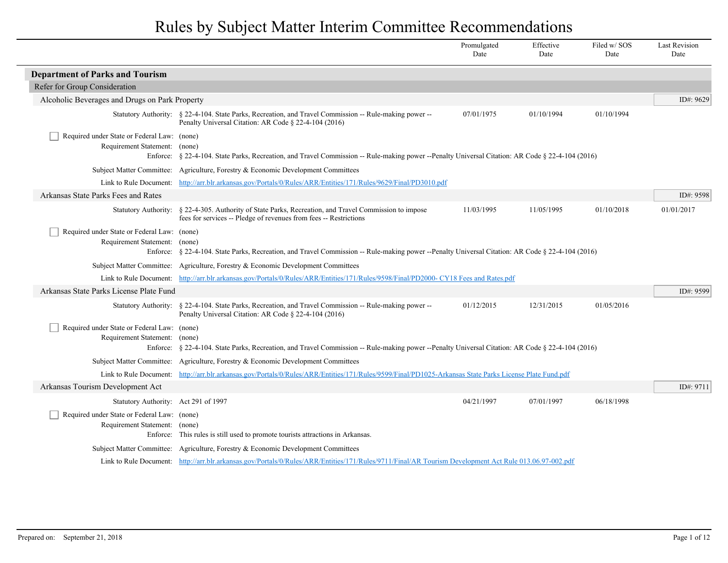# Rules by Subject Matter Interim Committee Recommendations

| | Promulgated Date | Effective Date | Filed w/ SOS Date | Last Revision Date |
|---|---|---|---|---|

## Department of Parks and Tourism

### Refer for Group Consideration

#### Alcoholic Beverages and Drugs on Park Property

ID#: 9629

| | Promulgated Date | Effective Date | Filed w/ SOS Date | Last Revision Date |
|---|---|---|---|---|
| **Statutory Authority:** § 22-4-104. State Parks, Recreation, and Travel Commission -- Rule-making power -- Penalty Universal Citation: AR Code § 22-4-104 (2016) | 07/01/1975 | 01/10/1994 | 01/10/1994 | |

- [ ] Required under State or Federal Law: (none)

Requirement Statement: (none)

Enforce: § 22-4-104. State Parks, Recreation, and Travel Commission -- Rule-making power --Penalty Universal Citation: AR Code § 22-4-104 (2016)

Subject Matter Committee: Agriculture, Forestry & Economic Development Committees

Link to Rule Document: http://arr.blr.arkansas.gov/Portals/0/Rules/ARR/Entities/171/Rules/9629/Final/PD3010.pdf

#### Arkansas State Parks Fees and Rates

ID#: 9598

| | Promulgated Date | Effective Date | Filed w/ SOS Date | Last Revision Date |
|---|---|---|---|---|
| **Statutory Authority:** § 22-4-305. Authority of State Parks, Recreation, and Travel Commission to impose fees for services -- Pledge of revenues from fees -- Restrictions | 11/03/1995 | 11/05/1995 | 01/10/2018 | 01/01/2017 |

- [ ] Required under State or Federal Law: (none)

Requirement Statement: (none)

Enforce: § 22-4-104. State Parks, Recreation, and Travel Commission -- Rule-making power --Penalty Universal Citation: AR Code § 22-4-104 (2016)

Subject Matter Committee: Agriculture, Forestry & Economic Development Committees

Link to Rule Document: http://arr.blr.arkansas.gov/Portals/0/Rules/ARR/Entities/171/Rules/9598/Final/PD2000- CY18 Fees and Rates.pdf

#### Arkansas State Parks License Plate Fund

ID#: 9599

| | Promulgated Date | Effective Date | Filed w/ SOS Date | Last Revision Date |
|---|---|---|---|---|
| **Statutory Authority:** § 22-4-104. State Parks, Recreation, and Travel Commission -- Rule-making power -- Penalty Universal Citation: AR Code § 22-4-104 (2016) | 01/12/2015 | 12/31/2015 | 01/05/2016 | |

- [ ] Required under State or Federal Law: (none)

Requirement Statement: (none)

Enforce: § 22-4-104. State Parks, Recreation, and Travel Commission -- Rule-making power --Penalty Universal Citation: AR Code § 22-4-104 (2016)

Subject Matter Committee: Agriculture, Forestry & Economic Development Committees

Link to Rule Document: http://arr.blr.arkansas.gov/Portals/0/Rules/ARR/Entities/171/Rules/9599/Final/PD1025-Arkansas State Parks License Plate Fund.pdf

#### Arkansas Tourism Development Act

ID#: 9711

| | Promulgated Date | Effective Date | Filed w/ SOS Date | Last Revision Date |
|---|---|---|---|---|
| **Statutory Authority:** Act 291 of 1997 | 04/21/1997 | 07/01/1997 | 06/18/1998 | |

- [ ] Required under State or Federal Law: (none)

Requirement Statement: (none)

Enforce: This rules is still used to promote tourists attractions in Arkansas.

Subject Matter Committee: Agriculture, Forestry & Economic Development Committees

Link to Rule Document: http://arr.blr.arkansas.gov/Portals/0/Rules/ARR/Entities/171/Rules/9711/Final/AR Tourism Development Act Rule 013.06.97-002.pdf

Prepared on: September 21, 2018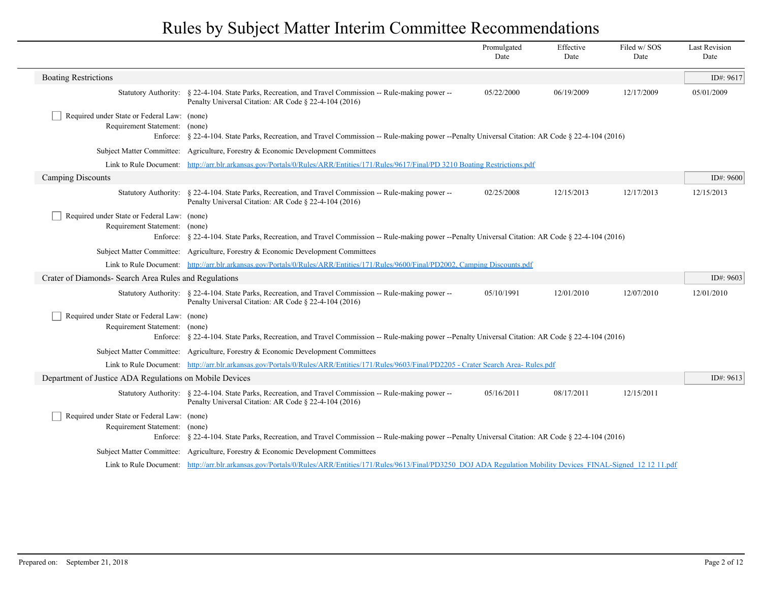# Rules by Subject Matter Interim Committee Recommendations

| | Promulgated Date | Effective Date | Filed w/ SOS Date | Last Revision Date |
|---|---|---|---|---|

## Boating Restrictions

**ID#: 9617**

| | Promulgated Date | Effective Date | Filed w/ SOS Date | Last Revision Date |
|---|---|---|---|---|
| Statutory Authority: § 22-4-104. State Parks, Recreation, and Travel Commission -- Rule-making power -- Penalty Universal Citation: AR Code § 22-4-104 (2016) | 05/22/2000 | 06/19/2009 | 12/17/2009 | 05/01/2009 |

- [ ] Required under State or Federal Law: (none)

Requirement Statement: (none)

Enforce: § 22-4-104. State Parks, Recreation, and Travel Commission -- Rule-making power --Penalty Universal Citation: AR Code § 22-4-104 (2016)

Subject Matter Committee: Agriculture, Forestry & Economic Development Committees

Link to Rule Document: http://arr.blr.arkansas.gov/Portals/0/Rules/ARR/Entities/171/Rules/9617/Final/PD 3210 Boating Restrictions.pdf

## Camping Discounts

**ID#: 9600**

| | Promulgated Date | Effective Date | Filed w/ SOS Date | Last Revision Date |
|---|---|---|---|---|
| Statutory Authority: § 22-4-104. State Parks, Recreation, and Travel Commission -- Rule-making power -- Penalty Universal Citation: AR Code § 22-4-104 (2016) | 02/25/2008 | 12/15/2013 | 12/17/2013 | 12/15/2013 |

- [ ] Required under State or Federal Law: (none)

Requirement Statement: (none)

Enforce: § 22-4-104. State Parks, Recreation, and Travel Commission -- Rule-making power --Penalty Universal Citation: AR Code § 22-4-104 (2016)

Subject Matter Committee: Agriculture, Forestry & Economic Development Committees

Link to Rule Document: http://arr.blr.arkansas.gov/Portals/0/Rules/ARR/Entities/171/Rules/9600/Final/PD2002, Camping Discounts.pdf

## Crater of Diamonds- Search Area Rules and Regulations

**ID#: 9603**

| | Promulgated Date | Effective Date | Filed w/ SOS Date | Last Revision Date |
|---|---|---|---|---|
| Statutory Authority: § 22-4-104. State Parks, Recreation, and Travel Commission -- Rule-making power -- Penalty Universal Citation: AR Code § 22-4-104 (2016) | 05/10/1991 | 12/01/2010 | 12/07/2010 | 12/01/2010 |

- [ ] Required under State or Federal Law: (none)

Requirement Statement: (none)

Enforce: § 22-4-104. State Parks, Recreation, and Travel Commission -- Rule-making power --Penalty Universal Citation: AR Code § 22-4-104 (2016)

Subject Matter Committee: Agriculture, Forestry & Economic Development Committees

Link to Rule Document: http://arr.blr.arkansas.gov/Portals/0/Rules/ARR/Entities/171/Rules/9603/Final/PD2205 - Crater Search Area- Rules.pdf

## Department of Justice ADA Regulations on Mobile Devices

**ID#: 9613**

| | Promulgated Date | Effective Date | Filed w/ SOS Date | Last Revision Date |
|---|---|---|---|---|
| Statutory Authority: § 22-4-104. State Parks, Recreation, and Travel Commission -- Rule-making power -- Penalty Universal Citation: AR Code § 22-4-104 (2016) | 05/16/2011 | 08/17/2011 | 12/15/2011 | |

- [ ] Required under State or Federal Law: (none)

Requirement Statement: (none)

Enforce: § 22-4-104. State Parks, Recreation, and Travel Commission -- Rule-making power --Penalty Universal Citation: AR Code § 22-4-104 (2016)

Subject Matter Committee: Agriculture, Forestry & Economic Development Committees

Link to Rule Document: http://arr.blr.arkansas.gov/Portals/0/Rules/ARR/Entities/171/Rules/9613/Final/PD3250_DOJ ADA Regulation Mobility Devices_FINAL-Signed_12 12 11.pdf

Prepared on: September 21, 2018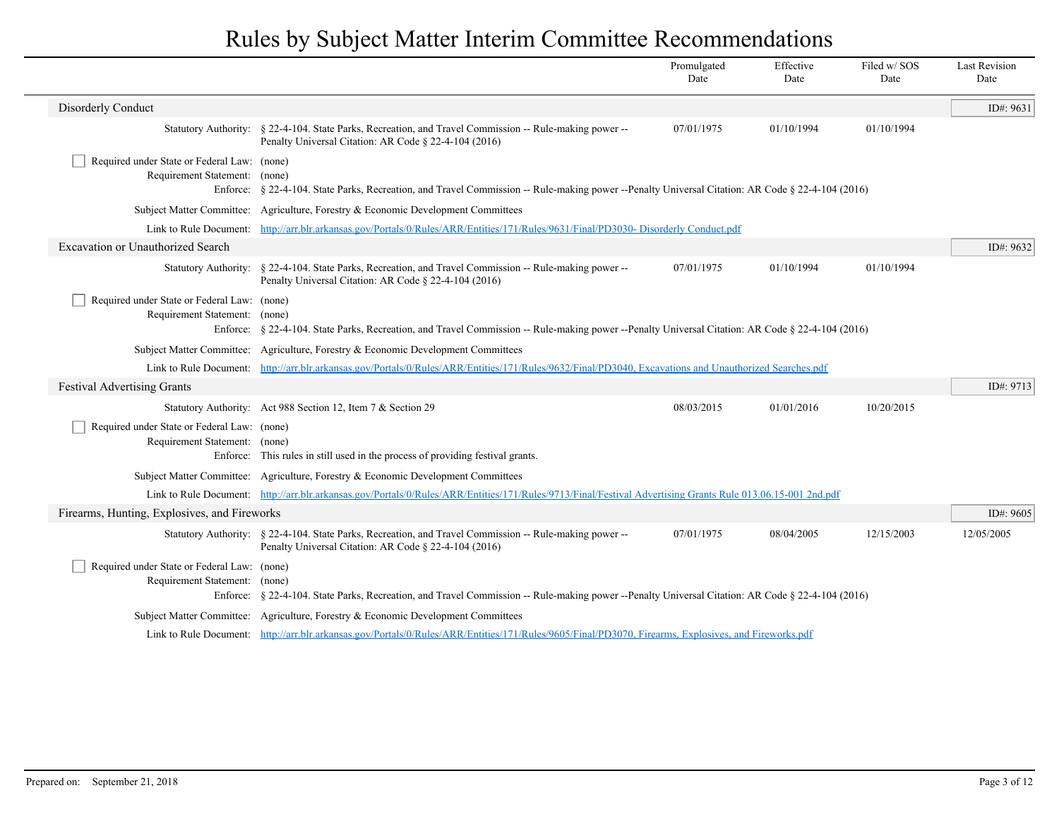# Rules by Subject Matter Interim Committee Recommendations

| | | Promulgated Date | Effective Date | Filed w/ SOS Date | Last Revision Date |
|---|---|---|---|---|---|

## Disorderly Conduct

**ID#: 9631**

| | | Promulgated Date | Effective Date | Filed w/ SOS Date | Last Revision Date |
|---|---|---|---|---|---|
| Statutory Authority: | § 22-4-104. State Parks, Recreation, and Travel Commission -- Rule-making power -- Penalty Universal Citation: AR Code § 22-4-104 (2016) | 07/01/1975 | 01/10/1994 | 01/10/1994 | |

- [ ] Required under State or Federal Law: (none)

Requirement Statement: (none)

Enforce: § 22-4-104. State Parks, Recreation, and Travel Commission -- Rule-making power --Penalty Universal Citation: AR Code § 22-4-104 (2016)

Subject Matter Committee: Agriculture, Forestry & Economic Development Committees

Link to Rule Document: http://arr.blr.arkansas.gov/Portals/0/Rules/ARR/Entities/171/Rules/9631/Final/PD3030- Disorderly Conduct.pdf

## Excavation or Unauthorized Search

**ID#: 9632**

| | | Promulgated Date | Effective Date | Filed w/ SOS Date | Last Revision Date |
|---|---|---|---|---|---|
| Statutory Authority: | § 22-4-104. State Parks, Recreation, and Travel Commission -- Rule-making power -- Penalty Universal Citation: AR Code § 22-4-104 (2016) | 07/01/1975 | 01/10/1994 | 01/10/1994 | |

- [ ] Required under State or Federal Law: (none)

Requirement Statement: (none)

Enforce: § 22-4-104. State Parks, Recreation, and Travel Commission -- Rule-making power --Penalty Universal Citation: AR Code § 22-4-104 (2016)

Subject Matter Committee: Agriculture, Forestry & Economic Development Committees

Link to Rule Document: http://arr.blr.arkansas.gov/Portals/0/Rules/ARR/Entities/171/Rules/9632/Final/PD3040, Excavations and Unauthorized Searches.pdf

## Festival Advertising Grants

**ID#: 9713**

| | | Promulgated Date | Effective Date | Filed w/ SOS Date | Last Revision Date |
|---|---|---|---|---|---|
| Statutory Authority: | Act 988 Section 12, Item 7 & Section 29 | 08/03/2015 | 01/01/2016 | 10/20/2015 | |

- [ ] Required under State or Federal Law: (none)

Requirement Statement: (none)

Enforce: This rules in still used in the process of providing festival grants.

Subject Matter Committee: Agriculture, Forestry & Economic Development Committees

Link to Rule Document: http://arr.blr.arkansas.gov/Portals/0/Rules/ARR/Entities/171/Rules/9713/Final/Festival Advertising Grants Rule 013.06.15-001 2nd.pdf

## Firearms, Hunting, Explosives, and Fireworks

**ID#: 9605**

| | | Promulgated Date | Effective Date | Filed w/ SOS Date | Last Revision Date |
|---|---|---|---|---|---|
| Statutory Authority: | § 22-4-104. State Parks, Recreation, and Travel Commission -- Rule-making power -- Penalty Universal Citation: AR Code § 22-4-104 (2016) | 07/01/1975 | 08/04/2005 | 12/15/2003 | 12/05/2005 |

- [ ] Required under State or Federal Law: (none)

Requirement Statement: (none)

Enforce: § 22-4-104. State Parks, Recreation, and Travel Commission -- Rule-making power --Penalty Universal Citation: AR Code § 22-4-104 (2016)

Subject Matter Committee: Agriculture, Forestry & Economic Development Committees

Link to Rule Document: http://arr.blr.arkansas.gov/Portals/0/Rules/ARR/Entities/171/Rules/9605/Final/PD3070, Firearms, Explosives, and Fireworks.pdf

Prepared on: September 21, 2018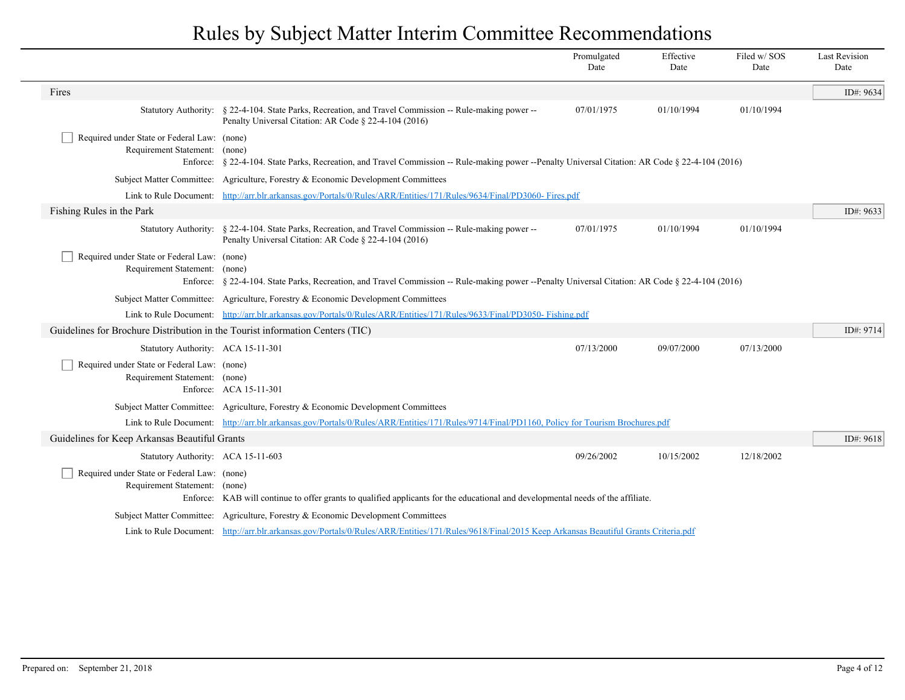# Rules by Subject Matter Interim Committee Recommendations

| | Promulgated Date | Effective Date | Filed w/ SOS Date | Last Revision Date |
|---|---|---|---|---|

## Fires

ID#: 9634

**Statutory Authority:** § 22-4-104. State Parks, Recreation, and Travel Commission -- Rule-making power -- Penalty Universal Citation: AR Code § 22-4-104 (2016)

| Promulgated Date | Effective Date | Filed w/ SOS Date | Last Revision Date |
|---|---|---|---|
| 07/01/1975 | 01/10/1994 | 01/10/1994 | |

- [ ] **Required under State or Federal Law:** (none)

**Requirement Statement:** (none)

**Enforce:** § 22-4-104. State Parks, Recreation, and Travel Commission -- Rule-making power --Penalty Universal Citation: AR Code § 22-4-104 (2016)

**Subject Matter Committee:** Agriculture, Forestry & Economic Development Committees

**Link to Rule Document:** http://arr.blr.arkansas.gov/Portals/0/Rules/ARR/Entities/171/Rules/9634/Final/PD3060- Fires.pdf

## Fishing Rules in the Park

ID#: 9633

**Statutory Authority:** § 22-4-104. State Parks, Recreation, and Travel Commission -- Rule-making power -- Penalty Universal Citation: AR Code § 22-4-104 (2016)

| Promulgated Date | Effective Date | Filed w/ SOS Date | Last Revision Date |
|---|---|---|---|
| 07/01/1975 | 01/10/1994 | 01/10/1994 | |

- [ ] **Required under State or Federal Law:** (none)

**Requirement Statement:** (none)

**Enforce:** § 22-4-104. State Parks, Recreation, and Travel Commission -- Rule-making power --Penalty Universal Citation: AR Code § 22-4-104 (2016)

**Subject Matter Committee:** Agriculture, Forestry & Economic Development Committees

**Link to Rule Document:** http://arr.blr.arkansas.gov/Portals/0/Rules/ARR/Entities/171/Rules/9633/Final/PD3050- Fishing.pdf

## Guidelines for Brochure Distribution in the Tourist information Centers (TIC)

ID#: 9714

**Statutory Authority:** ACA 15-11-301

| Promulgated Date | Effective Date | Filed w/ SOS Date | Last Revision Date |
|---|---|---|---|
| 07/13/2000 | 09/07/2000 | 07/13/2000 | |

- [ ] **Required under State or Federal Law:** (none)

**Requirement Statement:** (none)

**Enforce:** ACA 15-11-301

**Subject Matter Committee:** Agriculture, Forestry & Economic Development Committees

**Link to Rule Document:** http://arr.blr.arkansas.gov/Portals/0/Rules/ARR/Entities/171/Rules/9714/Final/PD1160, Policy for Tourism Brochures.pdf

## Guidelines for Keep Arkansas Beautiful Grants

ID#: 9618

**Statutory Authority:** ACA 15-11-603

| Promulgated Date | Effective Date | Filed w/ SOS Date | Last Revision Date |
|---|---|---|---|
| 09/26/2002 | 10/15/2002 | 12/18/2002 | |

- [ ] **Required under State or Federal Law:** (none)

**Requirement Statement:** (none)

**Enforce:** KAB will continue to offer grants to qualified applicants for the educational and developmental needs of the affiliate.

**Subject Matter Committee:** Agriculture, Forestry & Economic Development Committees

**Link to Rule Document:** http://arr.blr.arkansas.gov/Portals/0/Rules/ARR/Entities/171/Rules/9618/Final/2015 Keep Arkansas Beautiful Grants Criteria.pdf

Prepared on: September 21, 2018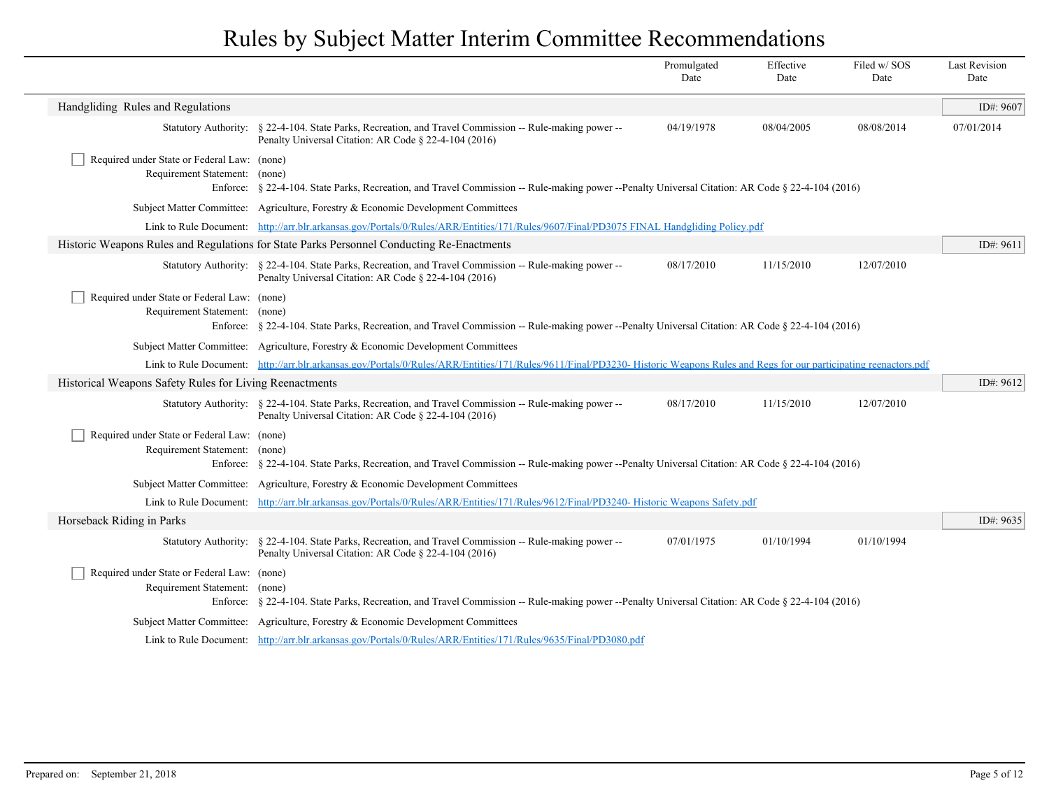# Rules by Subject Matter Interim Committee Recommendations

| | | Promulgated Date | Effective Date | Filed w/ SOS Date | Last Revision Date |
|---|---|---|---|---|---|

## Handgliding Rules and Regulations

ID#: 9607

| | | Promulgated Date | Effective Date | Filed w/ SOS Date | Last Revision Date |
|---|---|---|---|---|---|
| Statutory Authority: | § 22-4-104. State Parks, Recreation, and Travel Commission -- Rule-making power -- Penalty Universal Citation: AR Code § 22-4-104 (2016) | 04/19/1978 | 08/04/2005 | 08/08/2014 | 07/01/2014 |

- [ ] Required under State or Federal Law: (none)

Requirement Statement: (none)

Enforce: § 22-4-104. State Parks, Recreation, and Travel Commission -- Rule-making power --Penalty Universal Citation: AR Code § 22-4-104 (2016)

Subject Matter Committee: Agriculture, Forestry & Economic Development Committees

Link to Rule Document: http://arr.blr.arkansas.gov/Portals/0/Rules/ARR/Entities/171/Rules/9607/Final/PD3075 FINAL Handgliding Policy.pdf

## Historic Weapons Rules and Regulations for State Parks Personnel Conducting Re-Enactments

ID#: 9611

| | | Promulgated Date | Effective Date | Filed w/ SOS Date | Last Revision Date |
|---|---|---|---|---|---|
| Statutory Authority: | § 22-4-104. State Parks, Recreation, and Travel Commission -- Rule-making power -- Penalty Universal Citation: AR Code § 22-4-104 (2016) | 08/17/2010 | 11/15/2010 | 12/07/2010 | |

- [ ] Required under State or Federal Law: (none)

Requirement Statement: (none)

Enforce: § 22-4-104. State Parks, Recreation, and Travel Commission -- Rule-making power --Penalty Universal Citation: AR Code § 22-4-104 (2016)

Subject Matter Committee: Agriculture, Forestry & Economic Development Committees

Link to Rule Document: http://arr.blr.arkansas.gov/Portals/0/Rules/ARR/Entities/171/Rules/9611/Final/PD3230- Historic Weapons Rules and Regs for our participating reenactors.pdf

## Historical Weapons Safety Rules for Living Reenactments

ID#: 9612

| | | Promulgated Date | Effective Date | Filed w/ SOS Date | Last Revision Date |
|---|---|---|---|---|---|
| Statutory Authority: | § 22-4-104. State Parks, Recreation, and Travel Commission -- Rule-making power -- Penalty Universal Citation: AR Code § 22-4-104 (2016) | 08/17/2010 | 11/15/2010 | 12/07/2010 | |

- [ ] Required under State or Federal Law: (none)

Requirement Statement: (none)

Enforce: § 22-4-104. State Parks, Recreation, and Travel Commission -- Rule-making power --Penalty Universal Citation: AR Code § 22-4-104 (2016)

Subject Matter Committee: Agriculture, Forestry & Economic Development Committees

Link to Rule Document: http://arr.blr.arkansas.gov/Portals/0/Rules/ARR/Entities/171/Rules/9612/Final/PD3240- Historic Weapons Safety.pdf

## Horseback Riding in Parks

ID#: 9635

| | | Promulgated Date | Effective Date | Filed w/ SOS Date | Last Revision Date |
|---|---|---|---|---|---|
| Statutory Authority: | § 22-4-104. State Parks, Recreation, and Travel Commission -- Rule-making power -- Penalty Universal Citation: AR Code § 22-4-104 (2016) | 07/01/1975 | 01/10/1994 | 01/10/1994 | |

- [ ] Required under State or Federal Law: (none)

Requirement Statement: (none)

Enforce: § 22-4-104. State Parks, Recreation, and Travel Commission -- Rule-making power --Penalty Universal Citation: AR Code § 22-4-104 (2016)

Subject Matter Committee: Agriculture, Forestry & Economic Development Committees

Link to Rule Document: http://arr.blr.arkansas.gov/Portals/0/Rules/ARR/Entities/171/Rules/9635/Final/PD3080.pdf

Prepared on: September 21, 2018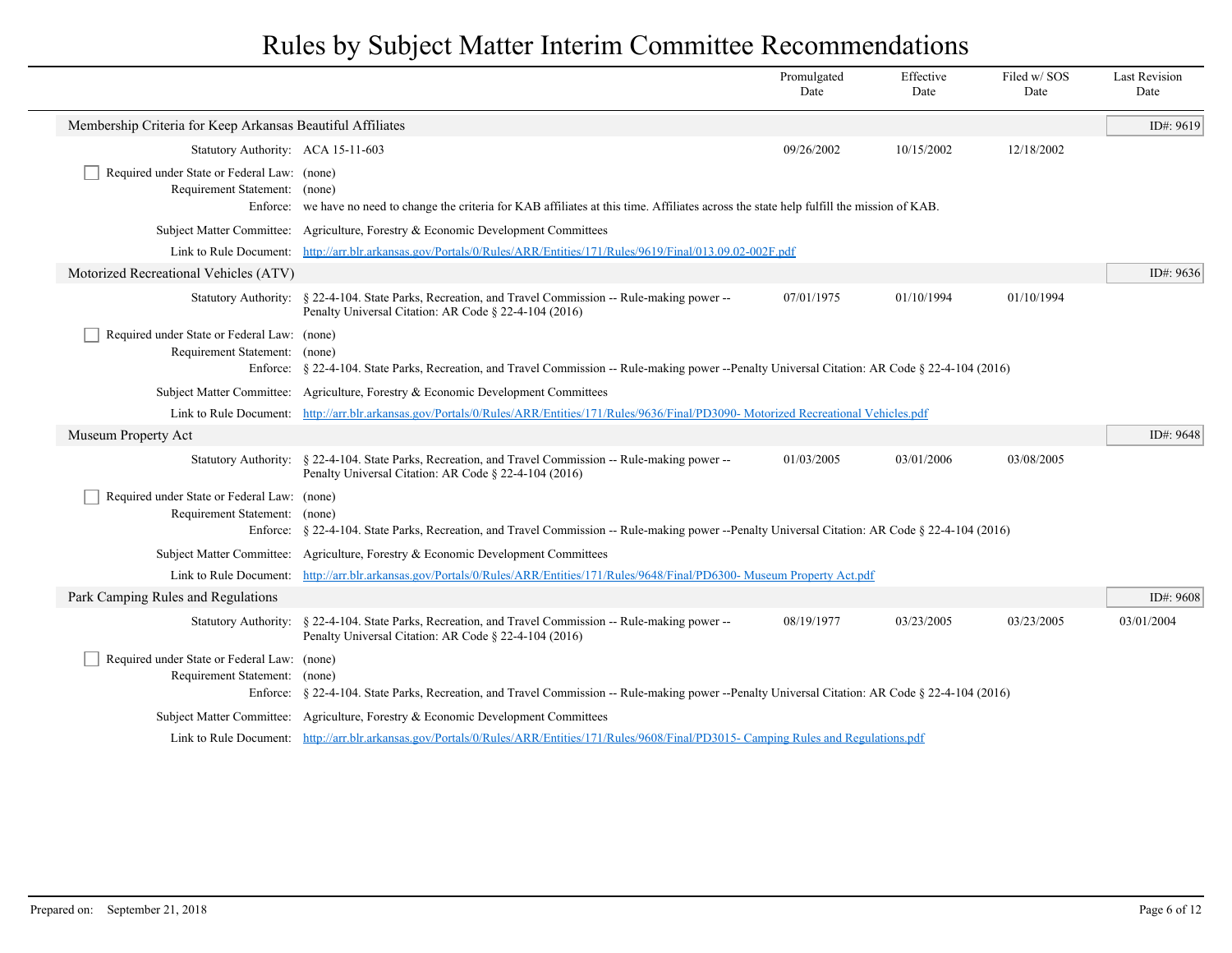# Rules by Subject Matter Interim Committee Recommendations

| | Promulgated Date | Effective Date | Filed w/ SOS Date | Last Revision Date |
|---|---|---|---|---|

## Membership Criteria for Keep Arkansas Beautiful Affiliates

ID#: 9619

| | | Promulgated Date | Effective Date | Filed w/ SOS Date | Last Revision Date |
|---|---|---|---|---|---|
| Statutory Authority: | ACA 15-11-603 | 09/26/2002 | 10/15/2002 | 12/18/2002 | |

- [ ] Required under State or Federal Law: (none)

Requirement Statement: (none)

Enforce: we have no need to change the criteria for KAB affiliates at this time. Affiliates across the state help fulfill the mission of KAB.

Subject Matter Committee: Agriculture, Forestry & Economic Development Committees

Link to Rule Document: http://arr.blr.arkansas.gov/Portals/0/Rules/ARR/Entities/171/Rules/9619/Final/013.09.02-002F.pdf

## Motorized Recreational Vehicles (ATV)

ID#: 9636

| | | Promulgated Date | Effective Date | Filed w/ SOS Date | Last Revision Date |
|---|---|---|---|---|---|
| Statutory Authority: | § 22-4-104. State Parks, Recreation, and Travel Commission -- Rule-making power -- Penalty Universal Citation: AR Code § 22-4-104 (2016) | 07/01/1975 | 01/10/1994 | 01/10/1994 | |

- [ ] Required under State or Federal Law: (none)

Requirement Statement: (none)

Enforce: § 22-4-104. State Parks, Recreation, and Travel Commission -- Rule-making power --Penalty Universal Citation: AR Code § 22-4-104 (2016)

Subject Matter Committee: Agriculture, Forestry & Economic Development Committees

Link to Rule Document: http://arr.blr.arkansas.gov/Portals/0/Rules/ARR/Entities/171/Rules/9636/Final/PD3090- Motorized Recreational Vehicles.pdf

## Museum Property Act

ID#: 9648

| | | Promulgated Date | Effective Date | Filed w/ SOS Date | Last Revision Date |
|---|---|---|---|---|---|
| Statutory Authority: | § 22-4-104. State Parks, Recreation, and Travel Commission -- Rule-making power -- Penalty Universal Citation: AR Code § 22-4-104 (2016) | 01/03/2005 | 03/01/2006 | 03/08/2005 | |

- [ ] Required under State or Federal Law: (none)

Requirement Statement: (none)

Enforce: § 22-4-104. State Parks, Recreation, and Travel Commission -- Rule-making power --Penalty Universal Citation: AR Code § 22-4-104 (2016)

Subject Matter Committee: Agriculture, Forestry & Economic Development Committees

Link to Rule Document: http://arr.blr.arkansas.gov/Portals/0/Rules/ARR/Entities/171/Rules/9648/Final/PD6300- Museum Property Act.pdf

## Park Camping Rules and Regulations

ID#: 9608

| | | Promulgated Date | Effective Date | Filed w/ SOS Date | Last Revision Date |
|---|---|---|---|---|---|
| Statutory Authority: | § 22-4-104. State Parks, Recreation, and Travel Commission -- Rule-making power -- Penalty Universal Citation: AR Code § 22-4-104 (2016) | 08/19/1977 | 03/23/2005 | 03/23/2005 | 03/01/2004 |

- [ ] Required under State or Federal Law: (none)

Requirement Statement: (none)

Enforce: § 22-4-104. State Parks, Recreation, and Travel Commission -- Rule-making power --Penalty Universal Citation: AR Code § 22-4-104 (2016)

Subject Matter Committee: Agriculture, Forestry & Economic Development Committees

Link to Rule Document: http://arr.blr.arkansas.gov/Portals/0/Rules/ARR/Entities/171/Rules/9608/Final/PD3015- Camping Rules and Regulations.pdf

Prepared on: September 21, 2018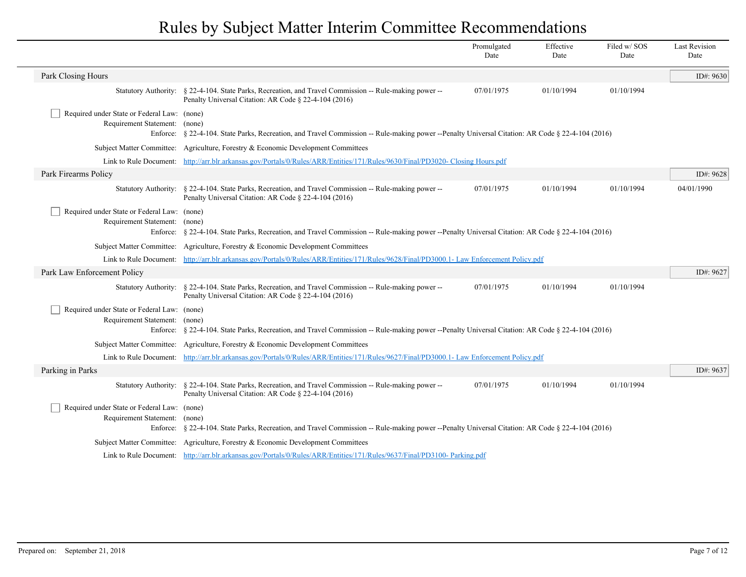# Rules by Subject Matter Interim Committee Recommendations

| | Promulgated Date | Effective Date | Filed w/ SOS Date | Last Revision Date |
|---|---|---|---|---|

## Park Closing Hours

**ID#: 9630**

| | | Promulgated Date | Effective Date | Filed w/ SOS Date | Last Revision Date |
|---|---|---|---|---|---|
| Statutory Authority: | § 22-4-104. State Parks, Recreation, and Travel Commission -- Rule-making power -- Penalty Universal Citation: AR Code § 22-4-104 (2016) | 07/01/1975 | 01/10/1994 | 01/10/1994 | |

☐ Required under State or Federal Law: (none)

Requirement Statement: (none)

Enforce: § 22-4-104. State Parks, Recreation, and Travel Commission -- Rule-making power --Penalty Universal Citation: AR Code § 22-4-104 (2016)

Subject Matter Committee: Agriculture, Forestry & Economic Development Committees

Link to Rule Document: [http://arr.blr.arkansas.gov/Portals/0/Rules/ARR/Entities/171/Rules/9630/Final/PD3020- Closing Hours.pdf](http://arr.blr.arkansas.gov/Portals/0/Rules/ARR/Entities/171/Rules/9630/Final/PD3020- Closing Hours.pdf)

## Park Firearms Policy

**ID#: 9628**

| | | Promulgated Date | Effective Date | Filed w/ SOS Date | Last Revision Date |
|---|---|---|---|---|---|
| Statutory Authority: | § 22-4-104. State Parks, Recreation, and Travel Commission -- Rule-making power -- Penalty Universal Citation: AR Code § 22-4-104 (2016) | 07/01/1975 | 01/10/1994 | 01/10/1994 | 04/01/1990 |

☐ Required under State or Federal Law: (none)

Requirement Statement: (none)

Enforce: § 22-4-104. State Parks, Recreation, and Travel Commission -- Rule-making power --Penalty Universal Citation: AR Code § 22-4-104 (2016)

Subject Matter Committee: Agriculture, Forestry & Economic Development Committees

Link to Rule Document: [http://arr.blr.arkansas.gov/Portals/0/Rules/ARR/Entities/171/Rules/9628/Final/PD3000.1- Law Enforcement Policy.pdf](http://arr.blr.arkansas.gov/Portals/0/Rules/ARR/Entities/171/Rules/9628/Final/PD3000.1- Law Enforcement Policy.pdf)

## Park Law Enforcement Policy

**ID#: 9627**

| | | Promulgated Date | Effective Date | Filed w/ SOS Date | Last Revision Date |
|---|---|---|---|---|---|
| Statutory Authority: | § 22-4-104. State Parks, Recreation, and Travel Commission -- Rule-making power -- Penalty Universal Citation: AR Code § 22-4-104 (2016) | 07/01/1975 | 01/10/1994 | 01/10/1994 | |

☐ Required under State or Federal Law: (none)

Requirement Statement: (none)

Enforce: § 22-4-104. State Parks, Recreation, and Travel Commission -- Rule-making power --Penalty Universal Citation: AR Code § 22-4-104 (2016)

Subject Matter Committee: Agriculture, Forestry & Economic Development Committees

Link to Rule Document: [http://arr.blr.arkansas.gov/Portals/0/Rules/ARR/Entities/171/Rules/9627/Final/PD3000.1- Law Enforcement Policy.pdf](http://arr.blr.arkansas.gov/Portals/0/Rules/ARR/Entities/171/Rules/9627/Final/PD3000.1- Law Enforcement Policy.pdf)

## Parking in Parks

**ID#: 9637**

| | | Promulgated Date | Effective Date | Filed w/ SOS Date | Last Revision Date |
|---|---|---|---|---|---|
| Statutory Authority: | § 22-4-104. State Parks, Recreation, and Travel Commission -- Rule-making power -- Penalty Universal Citation: AR Code § 22-4-104 (2016) | 07/01/1975 | 01/10/1994 | 01/10/1994 | |

☐ Required under State or Federal Law: (none)

Requirement Statement: (none)

Enforce: § 22-4-104. State Parks, Recreation, and Travel Commission -- Rule-making power --Penalty Universal Citation: AR Code § 22-4-104 (2016)

Subject Matter Committee: Agriculture, Forestry & Economic Development Committees

Link to Rule Document: [http://arr.blr.arkansas.gov/Portals/0/Rules/ARR/Entities/171/Rules/9637/Final/PD3100- Parking.pdf](http://arr.blr.arkansas.gov/Portals/0/Rules/ARR/Entities/171/Rules/9637/Final/PD3100- Parking.pdf)

Prepared on: September 21, 2018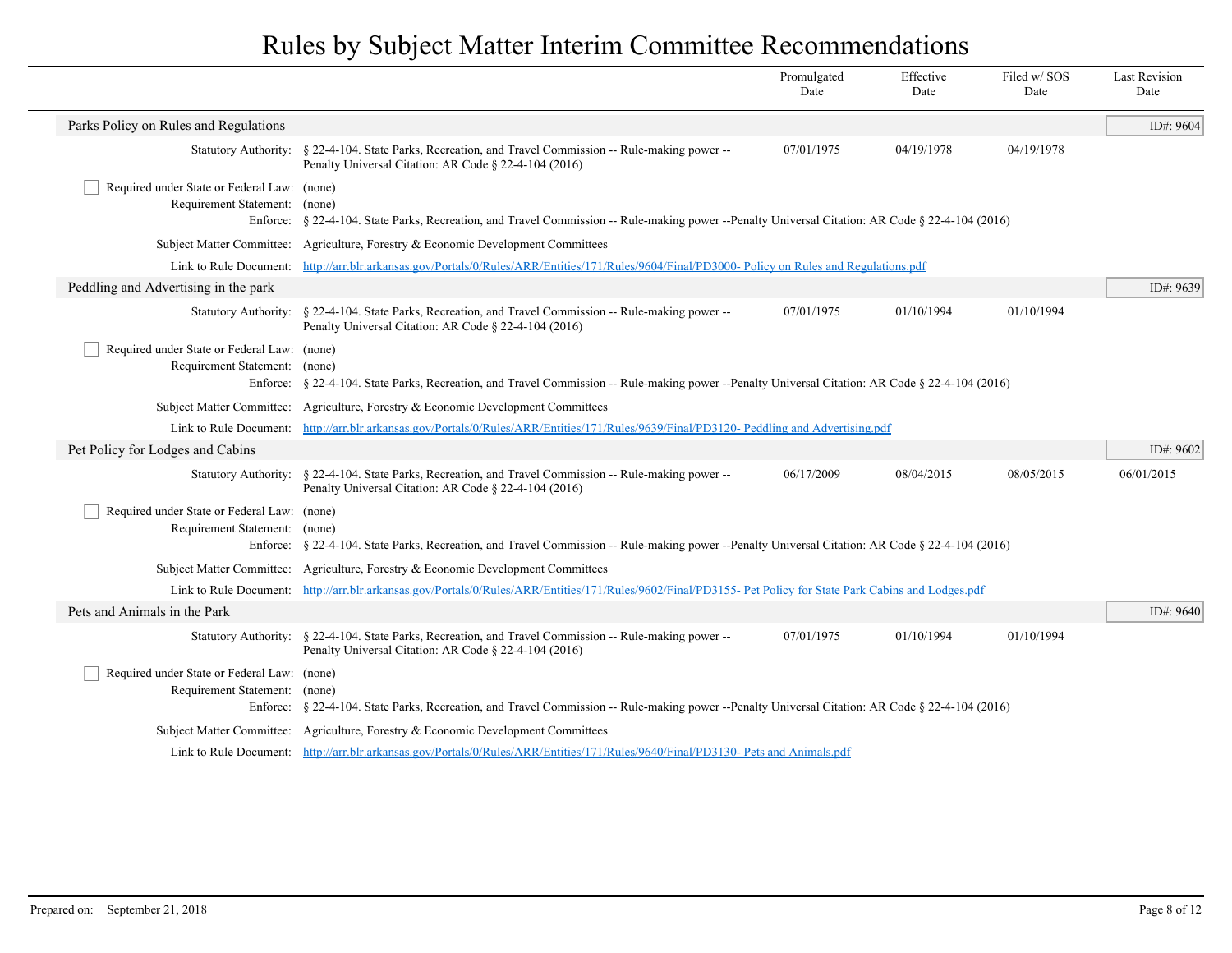# Rules by Subject Matter Interim Committee Recommendations

| | | Promulgated Date | Effective Date | Filed w/ SOS Date | Last Revision Date |
|---|---|---|---|---|---|

## Parks Policy on Rules and Regulations

ID#: 9604

| | | Promulgated Date | Effective Date | Filed w/ SOS Date | Last Revision Date |
|---|---|---|---|---|---|
| Statutory Authority: | § 22-4-104. State Parks, Recreation, and Travel Commission -- Rule-making power -- Penalty Universal Citation: AR Code § 22-4-104 (2016) | 07/01/1975 | 04/19/1978 | 04/19/1978 | |

☐ Required under State or Federal Law: (none)

Requirement Statement: (none)

Enforce: § 22-4-104. State Parks, Recreation, and Travel Commission -- Rule-making power --Penalty Universal Citation: AR Code § 22-4-104 (2016)

Subject Matter Committee: Agriculture, Forestry & Economic Development Committees

Link to Rule Document: http://arr.blr.arkansas.gov/Portals/0/Rules/ARR/Entities/171/Rules/9604/Final/PD3000- Policy on Rules and Regulations.pdf

## Peddling and Advertising in the park

ID#: 9639

| | | Promulgated Date | Effective Date | Filed w/ SOS Date | Last Revision Date |
|---|---|---|---|---|---|
| Statutory Authority: | § 22-4-104. State Parks, Recreation, and Travel Commission -- Rule-making power -- Penalty Universal Citation: AR Code § 22-4-104 (2016) | 07/01/1975 | 01/10/1994 | 01/10/1994 | |

☐ Required under State or Federal Law: (none)

Requirement Statement: (none)

Enforce: § 22-4-104. State Parks, Recreation, and Travel Commission -- Rule-making power --Penalty Universal Citation: AR Code § 22-4-104 (2016)

Subject Matter Committee: Agriculture, Forestry & Economic Development Committees

Link to Rule Document: http://arr.blr.arkansas.gov/Portals/0/Rules/ARR/Entities/171/Rules/9639/Final/PD3120- Peddling and Advertising.pdf

## Pet Policy for Lodges and Cabins

ID#: 9602

| | | Promulgated Date | Effective Date | Filed w/ SOS Date | Last Revision Date |
|---|---|---|---|---|---|
| Statutory Authority: | § 22-4-104. State Parks, Recreation, and Travel Commission -- Rule-making power -- Penalty Universal Citation: AR Code § 22-4-104 (2016) | 06/17/2009 | 08/04/2015 | 08/05/2015 | 06/01/2015 |

☐ Required under State or Federal Law: (none)

Requirement Statement: (none)

Enforce: § 22-4-104. State Parks, Recreation, and Travel Commission -- Rule-making power --Penalty Universal Citation: AR Code § 22-4-104 (2016)

Subject Matter Committee: Agriculture, Forestry & Economic Development Committees

Link to Rule Document: http://arr.blr.arkansas.gov/Portals/0/Rules/ARR/Entities/171/Rules/9602/Final/PD3155- Pet Policy for State Park Cabins and Lodges.pdf

## Pets and Animals in the Park

ID#: 9640

| | | Promulgated Date | Effective Date | Filed w/ SOS Date | Last Revision Date |
|---|---|---|---|---|---|
| Statutory Authority: | § 22-4-104. State Parks, Recreation, and Travel Commission -- Rule-making power -- Penalty Universal Citation: AR Code § 22-4-104 (2016) | 07/01/1975 | 01/10/1994 | 01/10/1994 | |

☐ Required under State or Federal Law: (none)

Requirement Statement: (none)

Enforce: § 22-4-104. State Parks, Recreation, and Travel Commission -- Rule-making power --Penalty Universal Citation: AR Code § 22-4-104 (2016)

Subject Matter Committee: Agriculture, Forestry & Economic Development Committees

Link to Rule Document: http://arr.blr.arkansas.gov/Portals/0/Rules/ARR/Entities/171/Rules/9640/Final/PD3130- Pets and Animals.pdf

Prepared on: September 21, 2018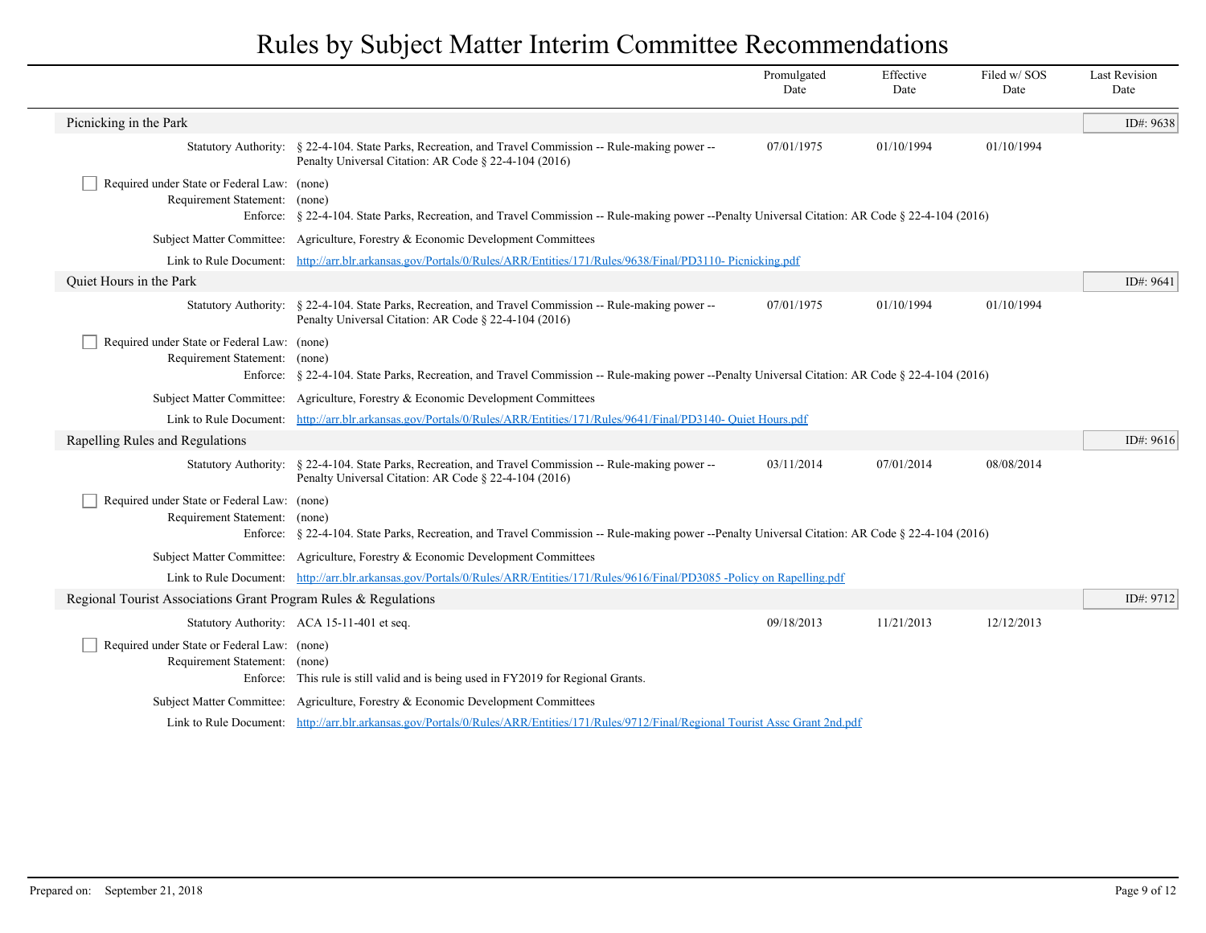# Rules by Subject Matter Interim Committee Recommendations

| | | Promulgated Date | Effective Date | Filed w/ SOS Date | Last Revision Date |
|---|---|---|---|---|---|

## Picnicking in the Park

ID#: 9638

| | | Promulgated Date | Effective Date | Filed w/ SOS Date | Last Revision Date |
|---|---|---|---|---|---|
| Statutory Authority: | § 22-4-104. State Parks, Recreation, and Travel Commission -- Rule-making power -- Penalty Universal Citation: AR Code § 22-4-104 (2016) | 07/01/1975 | 01/10/1994 | 01/10/1994 | |

☐ Required under State or Federal Law: (none)

Requirement Statement: (none)

Enforce: § 22-4-104. State Parks, Recreation, and Travel Commission -- Rule-making power --Penalty Universal Citation: AR Code § 22-4-104 (2016)

Subject Matter Committee: Agriculture, Forestry & Economic Development Committees

Link to Rule Document: http://arr.blr.arkansas.gov/Portals/0/Rules/ARR/Entities/171/Rules/9638/Final/PD3110- Picnicking.pdf

## Quiet Hours in the Park

ID#: 9641

| | | Promulgated Date | Effective Date | Filed w/ SOS Date | Last Revision Date |
|---|---|---|---|---|---|
| Statutory Authority: | § 22-4-104. State Parks, Recreation, and Travel Commission -- Rule-making power -- Penalty Universal Citation: AR Code § 22-4-104 (2016) | 07/01/1975 | 01/10/1994 | 01/10/1994 | |

☐ Required under State or Federal Law: (none)

Requirement Statement: (none)

Enforce: § 22-4-104. State Parks, Recreation, and Travel Commission -- Rule-making power --Penalty Universal Citation: AR Code § 22-4-104 (2016)

Subject Matter Committee: Agriculture, Forestry & Economic Development Committees

Link to Rule Document: http://arr.blr.arkansas.gov/Portals/0/Rules/ARR/Entities/171/Rules/9641/Final/PD3140- Quiet Hours.pdf

## Rapelling Rules and Regulations

ID#: 9616

| | | Promulgated Date | Effective Date | Filed w/ SOS Date | Last Revision Date |
|---|---|---|---|---|---|
| Statutory Authority: | § 22-4-104. State Parks, Recreation, and Travel Commission -- Rule-making power -- Penalty Universal Citation: AR Code § 22-4-104 (2016) | 03/11/2014 | 07/01/2014 | 08/08/2014 | |

☐ Required under State or Federal Law: (none)

Requirement Statement: (none)

Enforce: § 22-4-104. State Parks, Recreation, and Travel Commission -- Rule-making power --Penalty Universal Citation: AR Code § 22-4-104 (2016)

Subject Matter Committee: Agriculture, Forestry & Economic Development Committees

Link to Rule Document: http://arr.blr.arkansas.gov/Portals/0/Rules/ARR/Entities/171/Rules/9616/Final/PD3085 -Policy on Rapelling.pdf

## Regional Tourist Associations Grant Program Rules & Regulations

ID#: 9712

| | | Promulgated Date | Effective Date | Filed w/ SOS Date | Last Revision Date |
|---|---|---|---|---|---|
| Statutory Authority: | ACA 15-11-401 et seq. | 09/18/2013 | 11/21/2013 | 12/12/2013 | |

☐ Required under State or Federal Law: (none)

Requirement Statement: (none)

Enforce: This rule is still valid and is being used in FY2019 for Regional Grants.

Subject Matter Committee: Agriculture, Forestry & Economic Development Committees

Link to Rule Document: http://arr.blr.arkansas.gov/Portals/0/Rules/ARR/Entities/171/Rules/9712/Final/Regional Tourist Assc Grant 2nd.pdf

Prepared on: September 21, 2018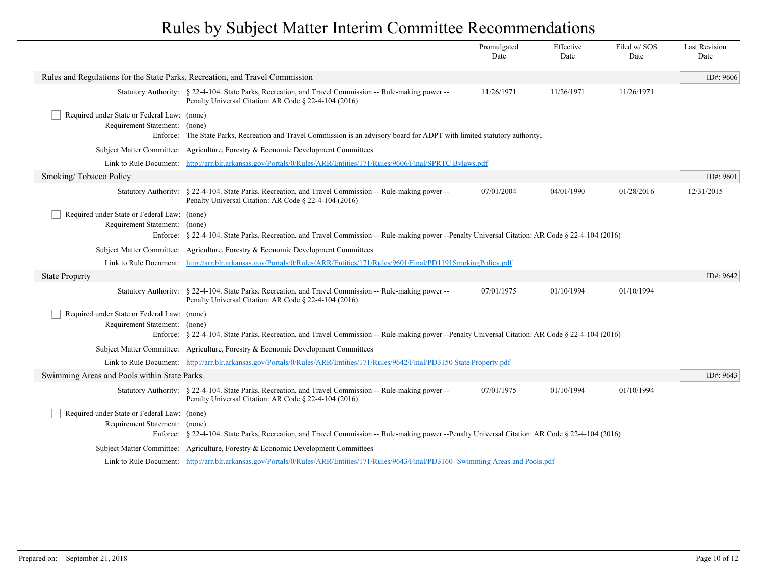# Rules by Subject Matter Interim Committee Recommendations

| | Promulgated Date | Effective Date | Filed w/ SOS Date | Last Revision Date |
|---|---|---|---|---|

## Rules and Regulations for the State Parks, Recreation, and Travel Commission

ID#: 9606

| | | Promulgated Date | Effective Date | Filed w/ SOS Date | Last Revision Date |
|---|---|---|---|---|---|
| Statutory Authority: | § 22-4-104. State Parks, Recreation, and Travel Commission -- Rule-making power -- Penalty Universal Citation: AR Code § 22-4-104 (2016) | 11/26/1971 | 11/26/1971 | 11/26/1971 | |

- [ ] Required under State or Federal Law: (none)

Requirement Statement: (none)

Enforce: The State Parks, Recreation and Travel Commission is an advisory board for ADPT with limited statutory authority.

Subject Matter Committee: Agriculture, Forestry & Economic Development Committees

Link to Rule Document: http://arr.blr.arkansas.gov/Portals/0/Rules/ARR/Entities/171/Rules/9606/Final/SPRTC Bylaws.pdf

## Smoking/ Tobacco Policy

ID#: 9601

| | | Promulgated Date | Effective Date | Filed w/ SOS Date | Last Revision Date |
|---|---|---|---|---|---|
| Statutory Authority: | § 22-4-104. State Parks, Recreation, and Travel Commission -- Rule-making power -- Penalty Universal Citation: AR Code § 22-4-104 (2016) | 07/01/2004 | 04/01/1990 | 01/28/2016 | 12/31/2015 |

- [ ] Required under State or Federal Law: (none)

Requirement Statement: (none)

Enforce: § 22-4-104. State Parks, Recreation, and Travel Commission -- Rule-making power --Penalty Universal Citation: AR Code § 22-4-104 (2016)

Subject Matter Committee: Agriculture, Forestry & Economic Development Committees

Link to Rule Document: http://arr.blr.arkansas.gov/Portals/0/Rules/ARR/Entities/171/Rules/9601/Final/PD1191SmokingPolicy.pdf

## State Property

ID#: 9642

| | | Promulgated Date | Effective Date | Filed w/ SOS Date | Last Revision Date |
|---|---|---|---|---|---|
| Statutory Authority: | § 22-4-104. State Parks, Recreation, and Travel Commission -- Rule-making power -- Penalty Universal Citation: AR Code § 22-4-104 (2016) | 07/01/1975 | 01/10/1994 | 01/10/1994 | |

- [ ] Required under State or Federal Law: (none)

Requirement Statement: (none)

Enforce: § 22-4-104. State Parks, Recreation, and Travel Commission -- Rule-making power --Penalty Universal Citation: AR Code § 22-4-104 (2016)

Subject Matter Committee: Agriculture, Forestry & Economic Development Committees

Link to Rule Document: http://arr.blr.arkansas.gov/Portals/0/Rules/ARR/Entities/171/Rules/9642/Final/PD3150 State Property.pdf

## Swimming Areas and Pools within State Parks

ID#: 9643

| | | Promulgated Date | Effective Date | Filed w/ SOS Date | Last Revision Date |
|---|---|---|---|---|---|
| Statutory Authority: | § 22-4-104. State Parks, Recreation, and Travel Commission -- Rule-making power -- Penalty Universal Citation: AR Code § 22-4-104 (2016) | 07/01/1975 | 01/10/1994 | 01/10/1994 | |

- [ ] Required under State or Federal Law: (none)

Requirement Statement: (none)

Enforce: § 22-4-104. State Parks, Recreation, and Travel Commission -- Rule-making power --Penalty Universal Citation: AR Code § 22-4-104 (2016)

Subject Matter Committee: Agriculture, Forestry & Economic Development Committees

Link to Rule Document: http://arr.blr.arkansas.gov/Portals/0/Rules/ARR/Entities/171/Rules/9643/Final/PD3160- Swimming Areas and Pools.pdf

Prepared on: September 21, 2018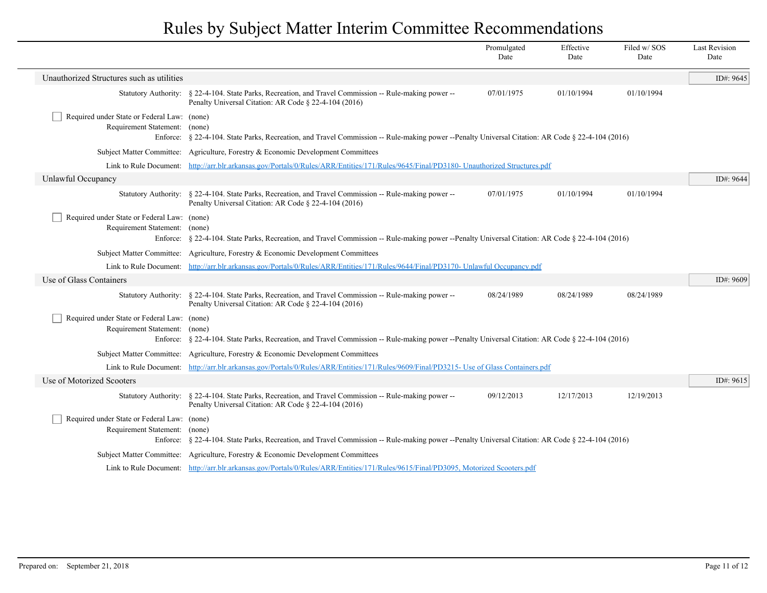# Rules by Subject Matter Interim Committee Recommendations

| | | Promulgated Date | Effective Date | Filed w/ SOS Date | Last Revision Date |
|---|---|---|---|---|---|

## Unauthorized Structures such as utilities

ID#: 9645

| | | Promulgated Date | Effective Date | Filed w/ SOS Date | Last Revision Date |
|---|---|---|---|---|---|
| Statutory Authority: | § 22-4-104. State Parks, Recreation, and Travel Commission -- Rule-making power -- Penalty Universal Citation: AR Code § 22-4-104 (2016) | 07/01/1975 | 01/10/1994 | 01/10/1994 | |

- [ ] Required under State or Federal Law: (none)

Requirement Statement: (none)

Enforce: § 22-4-104. State Parks, Recreation, and Travel Commission -- Rule-making power --Penalty Universal Citation: AR Code § 22-4-104 (2016)

Subject Matter Committee: Agriculture, Forestry & Economic Development Committees

Link to Rule Document: [http://arr.blr.arkansas.gov/Portals/0/Rules/ARR/Entities/171/Rules/9645/Final/PD3180- Unauthorized Structures.pdf](http://arr.blr.arkansas.gov/Portals/0/Rules/ARR/Entities/171/Rules/9645/Final/PD3180- Unauthorized Structures.pdf)

## Unlawful Occupancy

ID#: 9644

| | | Promulgated Date | Effective Date | Filed w/ SOS Date | Last Revision Date |
|---|---|---|---|---|---|
| Statutory Authority: | § 22-4-104. State Parks, Recreation, and Travel Commission -- Rule-making power -- Penalty Universal Citation: AR Code § 22-4-104 (2016) | 07/01/1975 | 01/10/1994 | 01/10/1994 | |

- [ ] Required under State or Federal Law: (none)

Requirement Statement: (none)

Enforce: § 22-4-104. State Parks, Recreation, and Travel Commission -- Rule-making power --Penalty Universal Citation: AR Code § 22-4-104 (2016)

Subject Matter Committee: Agriculture, Forestry & Economic Development Committees

Link to Rule Document: [http://arr.blr.arkansas.gov/Portals/0/Rules/ARR/Entities/171/Rules/9644/Final/PD3170- Unlawful Occupancy.pdf](http://arr.blr.arkansas.gov/Portals/0/Rules/ARR/Entities/171/Rules/9644/Final/PD3170- Unlawful Occupancy.pdf)

## Use of Glass Containers

ID#: 9609

| | | Promulgated Date | Effective Date | Filed w/ SOS Date | Last Revision Date |
|---|---|---|---|---|---|
| Statutory Authority: | § 22-4-104. State Parks, Recreation, and Travel Commission -- Rule-making power -- Penalty Universal Citation: AR Code § 22-4-104 (2016) | 08/24/1989 | 08/24/1989 | 08/24/1989 | |

- [ ] Required under State or Federal Law: (none)

Requirement Statement: (none)

Enforce: § 22-4-104. State Parks, Recreation, and Travel Commission -- Rule-making power --Penalty Universal Citation: AR Code § 22-4-104 (2016)

Subject Matter Committee: Agriculture, Forestry & Economic Development Committees

Link to Rule Document: [http://arr.blr.arkansas.gov/Portals/0/Rules/ARR/Entities/171/Rules/9609/Final/PD3215- Use of Glass Containers.pdf](http://arr.blr.arkansas.gov/Portals/0/Rules/ARR/Entities/171/Rules/9609/Final/PD3215- Use of Glass Containers.pdf)

## Use of Motorized Scooters

ID#: 9615

| | | Promulgated Date | Effective Date | Filed w/ SOS Date | Last Revision Date |
|---|---|---|---|---|---|
| Statutory Authority: | § 22-4-104. State Parks, Recreation, and Travel Commission -- Rule-making power -- Penalty Universal Citation: AR Code § 22-4-104 (2016) | 09/12/2013 | 12/17/2013 | 12/19/2013 | |

- [ ] Required under State or Federal Law: (none)

Requirement Statement: (none)

Enforce: § 22-4-104. State Parks, Recreation, and Travel Commission -- Rule-making power --Penalty Universal Citation: AR Code § 22-4-104 (2016)

Subject Matter Committee: Agriculture, Forestry & Economic Development Committees

Link to Rule Document: [http://arr.blr.arkansas.gov/Portals/0/Rules/ARR/Entities/171/Rules/9615/Final/PD3095, Motorized Scooters.pdf](http://arr.blr.arkansas.gov/Portals/0/Rules/ARR/Entities/171/Rules/9615/Final/PD3095, Motorized Scooters.pdf)

Prepared on: September 21, 2018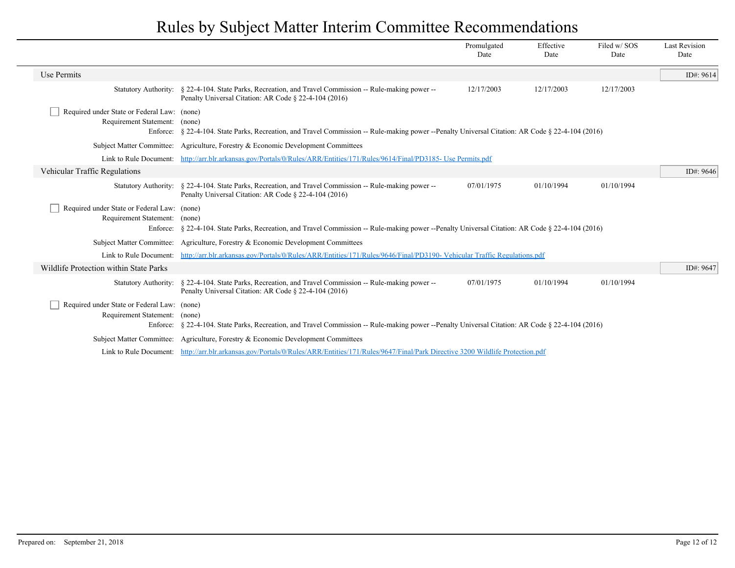# Rules by Subject Matter Interim Committee Recommendations

| | | Promulgated Date | Effective Date | Filed w/ SOS Date | Last Revision Date |
|---|---|---|---|---|---|

## Use Permits

ID#: 9614

| | | Promulgated Date | Effective Date | Filed w/ SOS Date | Last Revision Date |
|---|---|---|---|---|---|
| Statutory Authority: | § 22-4-104. State Parks, Recreation, and Travel Commission -- Rule-making power -- Penalty Universal Citation: AR Code § 22-4-104 (2016) | 12/17/2003 | 12/17/2003 | 12/17/2003 | |

☐ Required under State or Federal Law: (none)

Requirement Statement: (none)

Enforce: § 22-4-104. State Parks, Recreation, and Travel Commission -- Rule-making power --Penalty Universal Citation: AR Code § 22-4-104 (2016)

Subject Matter Committee: Agriculture, Forestry & Economic Development Committees

Link to Rule Document: http://arr.blr.arkansas.gov/Portals/0/Rules/ARR/Entities/171/Rules/9614/Final/PD3185- Use Permits.pdf

## Vehicular Traffic Regulations

ID#: 9646

| | | Promulgated Date | Effective Date | Filed w/ SOS Date | Last Revision Date |
|---|---|---|---|---|---|
| Statutory Authority: | § 22-4-104. State Parks, Recreation, and Travel Commission -- Rule-making power -- Penalty Universal Citation: AR Code § 22-4-104 (2016) | 07/01/1975 | 01/10/1994 | 01/10/1994 | |

☐ Required under State or Federal Law: (none)

Requirement Statement: (none)

Enforce: § 22-4-104. State Parks, Recreation, and Travel Commission -- Rule-making power --Penalty Universal Citation: AR Code § 22-4-104 (2016)

Subject Matter Committee: Agriculture, Forestry & Economic Development Committees

Link to Rule Document: http://arr.blr.arkansas.gov/Portals/0/Rules/ARR/Entities/171/Rules/9646/Final/PD3190- Vehicular Traffic Regulations.pdf

## Wildlife Protection within State Parks

ID#: 9647

| | | Promulgated Date | Effective Date | Filed w/ SOS Date | Last Revision Date |
|---|---|---|---|---|---|
| Statutory Authority: | § 22-4-104. State Parks, Recreation, and Travel Commission -- Rule-making power -- Penalty Universal Citation: AR Code § 22-4-104 (2016) | 07/01/1975 | 01/10/1994 | 01/10/1994 | |

☐ Required under State or Federal Law: (none)

Requirement Statement: (none)

Enforce: § 22-4-104. State Parks, Recreation, and Travel Commission -- Rule-making power --Penalty Universal Citation: AR Code § 22-4-104 (2016)

Subject Matter Committee: Agriculture, Forestry & Economic Development Committees

Link to Rule Document: http://arr.blr.arkansas.gov/Portals/0/Rules/ARR/Entities/171/Rules/9647/Final/Park Directive 3200 Wildlife Protection.pdf

Prepared on: September 21, 2018